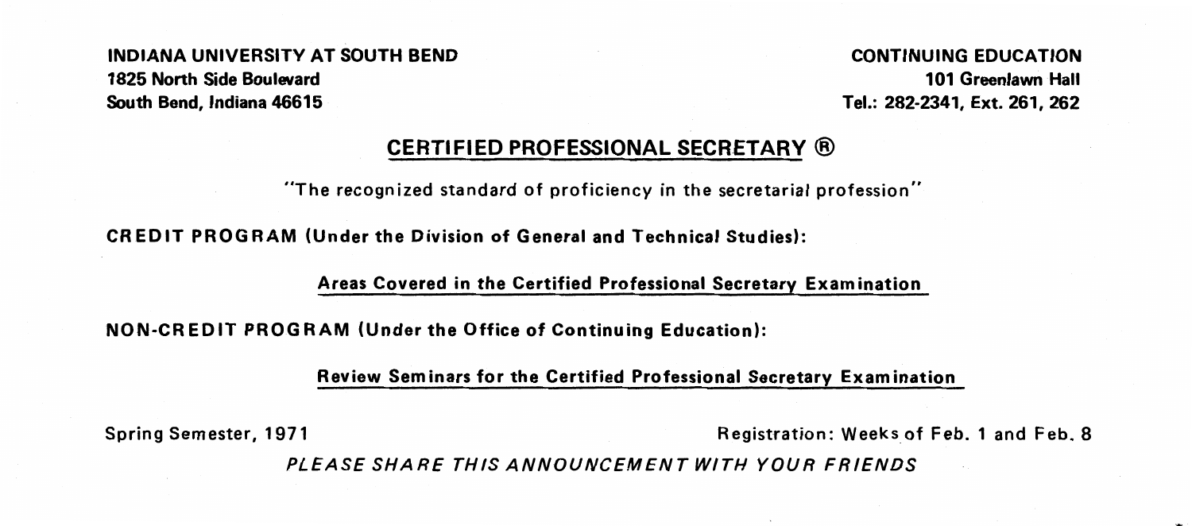**INDIANA UNIVERSITY AT SOUTH BEND**
**1825 North Side Boulevard**
**South Bend, Indiana 46615**

**CONTINUING EDUCATION**
**101 Greenlawn Hall**
**Tel.: 282-2341, Ext. 261, 262**

# CERTIFIED PROFESSIONAL SECRETARY ®

"The recognized standard of proficiency in the secretarial profession"

**CREDIT PROGRAM (Under the Division of General and Technical Studies):**

**Areas Covered in the Certified Professional Secretary Examination**

**NON-CREDIT PROGRAM (Under the Office of Continuing Education):**

**Review Seminars for the Certified Professional Secretary Examination**

Spring Semester, 1971

Registration: Weeks of Feb. 1 and Feb. 8

*PLEASE SHARE THIS ANNOUNCEMENT WITH YOUR FRIENDS*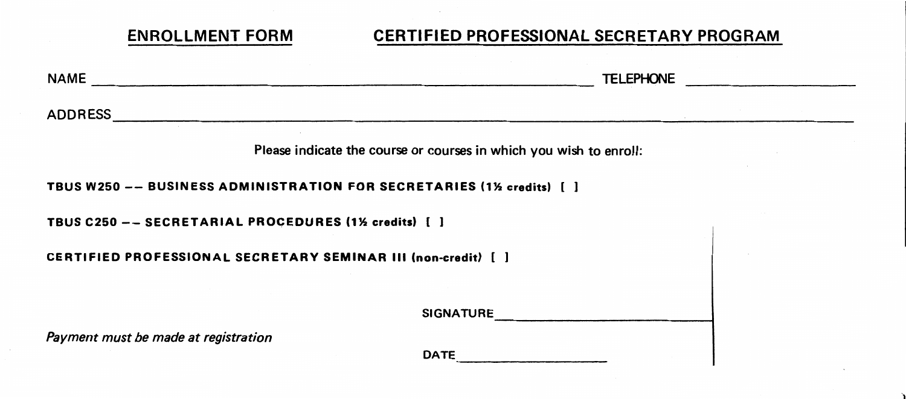## ENROLLMENT FORM — CERTIFIED PROFESSIONAL SECRETARY PROGRAM

NAME ______________________________________________ TELEPHONE ____________________

ADDRESS ______________________________________________________________________

Please indicate the course or courses in which you wish to enroll:

**TBUS W250 -- BUSINESS ADMINISTRATION FOR SECRETARIES (1½ credits) [ ]**

**TBUS C250 -- SECRETARIAL PROCEDURES (1½ credits) [ ]**

**CERTIFIED PROFESSIONAL SECRETARY SEMINAR III (non-credit) [ ]**

SIGNATURE ____________________________

*Payment must be made at registration*

DATE ____________________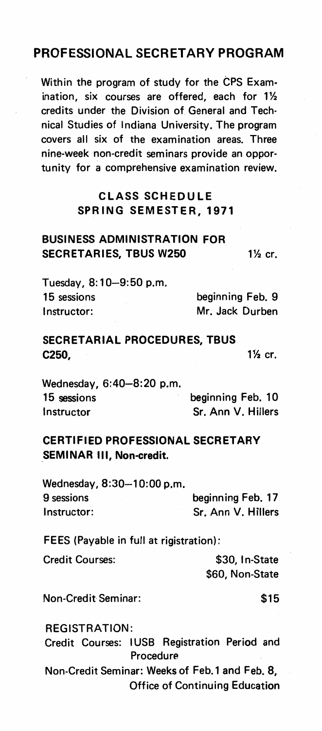## PROFESSIONAL SECRETARY PROGRAM

Within the program of study for the CPS Examination, six courses are offered, each for 1½ credits under the Division of General and Technical Studies of Indiana University. The program covers all six of the examination areas. Three nine-week non-credit seminars provide an opportunity for a comprehensive examination review.

### CLASS SCHEDULE
### SPRING SEMESTER, 1971

**BUSINESS ADMINISTRATION FOR SECRETARIES, TBUS W250** 1½ cr.

Tuesday, 8:10–9:50 p.m.
15 sessions beginning Feb. 9
Instructor: Mr. Jack Durben

**SECRETARIAL PROCEDURES, TBUS C250,** 1½ cr.

Wednesday, 6:40–8:20 p.m.
15 sessions beginning Feb. 10
Instructor Sr. Ann V. Hillers

**CERTIFIED PROFESSIONAL SECRETARY SEMINAR III, Non-credit.**

Wednesday, 8:30–10:00 p.m.
9 sessions beginning Feb. 17
Instructor: Sr. Ann V. Hillers

FEES (Payable in full at rigistration):

Credit Courses: \$30, In-State
\$60, Non-State

Non-Credit Seminar: **\$15**

REGISTRATION:
Credit Courses: IUSB Registration Period and Procedure
Non-Credit Seminar: Weeks of Feb. 1 and Feb. 8, Office of Continuing Education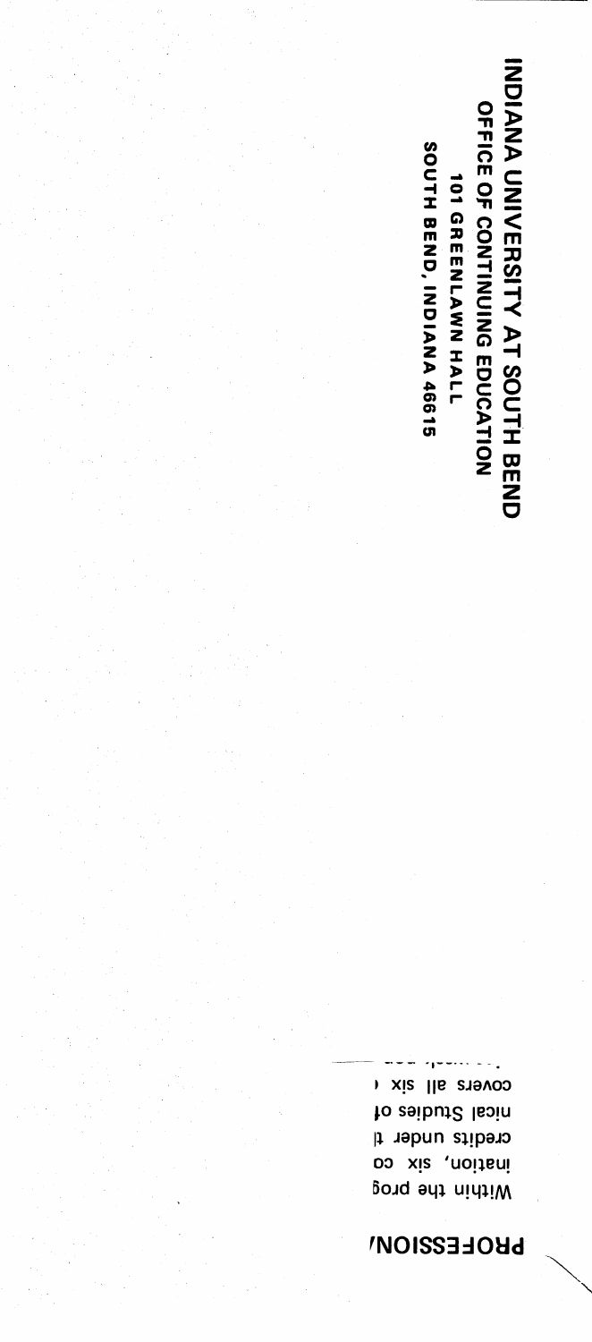**INDIANA UNIVERSITY AT SOUTH BEND**
**OFFICE OF CONTINUING EDUCATION**
**101 GREENLAWN HALL**
**SOUTH BEND, INDIANA 46615**

**PROFESSION**

Within the prog
ination, six co
credits under t
nical Studies of
covers all six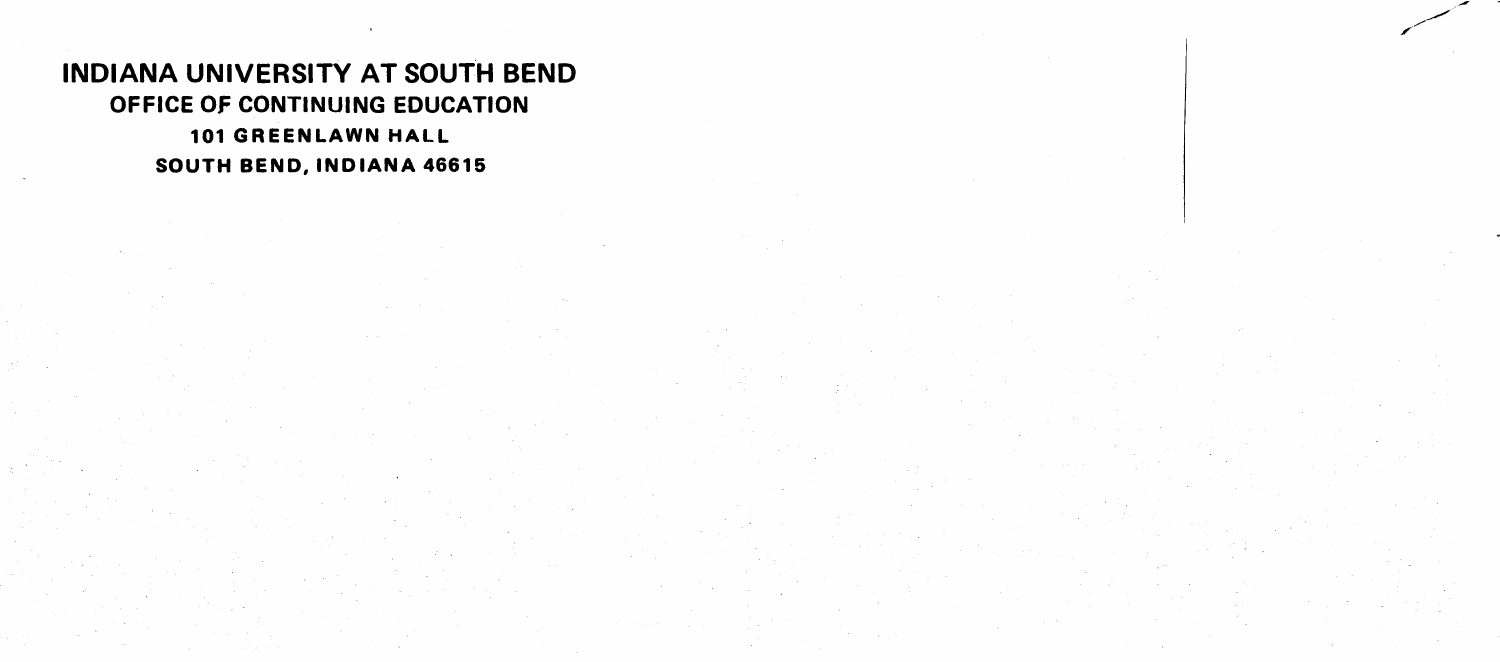**INDIANA UNIVERSITY AT SOUTH BEND**
**OFFICE OF CONTINUING EDUCATION**
**101 GREENLAWN HALL**
**SOUTH BEND, INDIANA 46615**